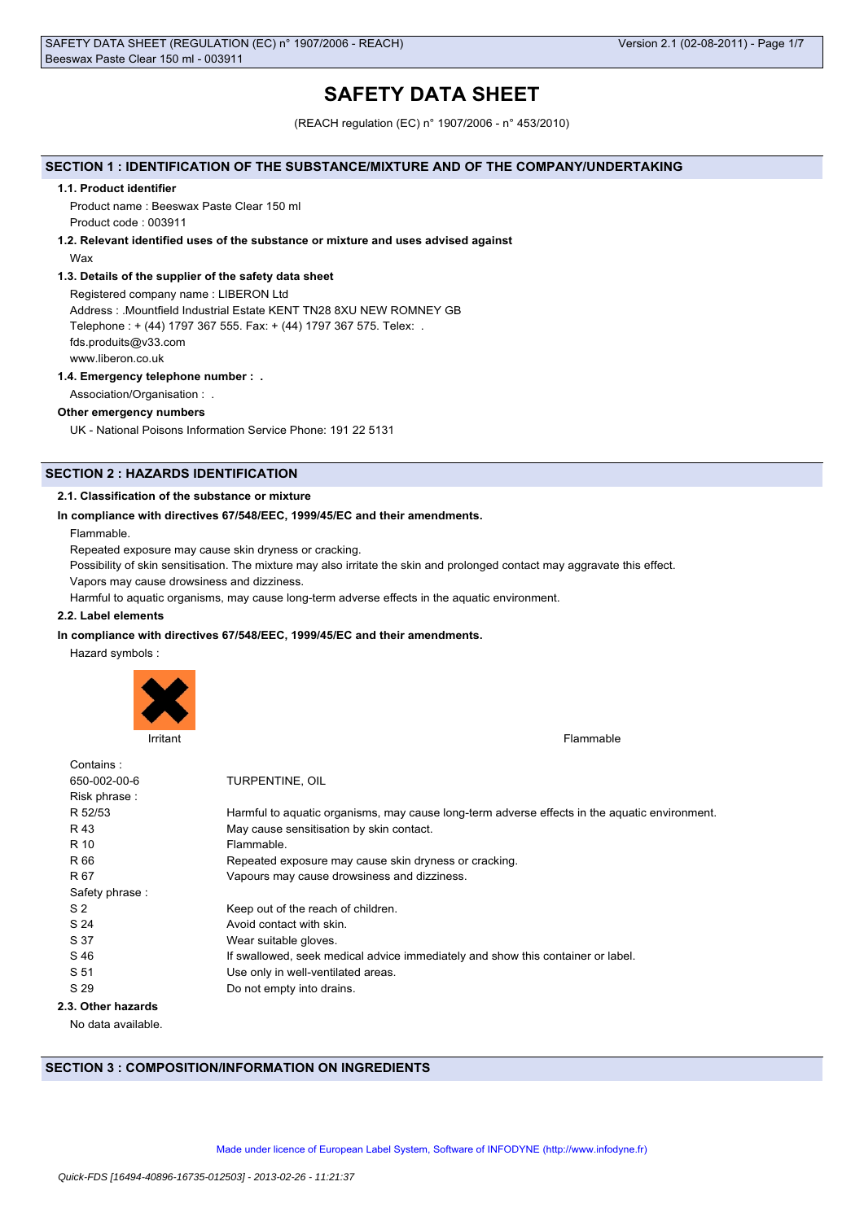# SAFETY DATA SHEET

(REACH regulation (EC) n° 1907/2006 - n° 453/2010)

## SECTION 1 : IDENTIFICATION OF THE SUBSTANCE/MIXTURE AND OF THE COMPANY/UNDERTAKING

### 1.1. Product identifier

Product name : Beeswax Paste Clear 150 ml

Product code : 003911

### 1.2. Relevant identified uses of the substance or mixture and uses advised against

Wax

### 1.3. Details of the supplier of the safety data sheet

Registered company name : LIBERON Ltd

Address : .Mountfield Industrial Estate KENT TN28 8XU NEW ROMNEY GB

Telephone : + (44) 1797 367 555. Fax: + (44) 1797 367 575. Telex: .

fds.produits@v33.com

www.liberon.co.uk

### 1.4. Emergency telephone number : .

Association/Organisation : .

**Other emergency numbers**

UK - National Poisons Information Service Phone: 191 22 5131

## SECTION 2 : HAZARDS IDENTIFICATION

### 2.1. Classification of the substance or mixture

**In compliance with directives 67/548/EEC, 1999/45/EC and their amendments.**

Flammable.

Repeated exposure may cause skin dryness or cracking.

Possibility of skin sensitisation. The mixture may also irritate the skin and prolonged contact may aggravate this effect.

Vapors may cause drowsiness and dizziness.

Harmful to aquatic organisms, may cause long-term adverse effects in the aquatic environment.

### 2.2. Label elements

**In compliance with directives 67/548/EEC, 1999/45/EC and their amendments.**

Hazard symbols :

Irritant

Flammable

| | |
|---|---|
| Contains : | |
| 650-002-00-6 | TURPENTINE, OIL |
| Risk phrase : | |
| R 52/53 | Harmful to aquatic organisms, may cause long-term adverse effects in the aquatic environment. |
| R 43 | May cause sensitisation by skin contact. |
| R 10 | Flammable. |
| R 66 | Repeated exposure may cause skin dryness or cracking. |
| R 67 | Vapours may cause drowsiness and dizziness. |
| Safety phrase : | |
| S 2 | Keep out of the reach of children. |
| S 24 | Avoid contact with skin. |
| S 37 | Wear suitable gloves. |
| S 46 | If swallowed, seek medical advice immediately and show this container or label. |
| S 51 | Use only in well-ventilated areas. |
| S 29 | Do not empty into drains. |

### 2.3. Other hazards

No data available.

## SECTION 3 : COMPOSITION/INFORMATION ON INGREDIENTS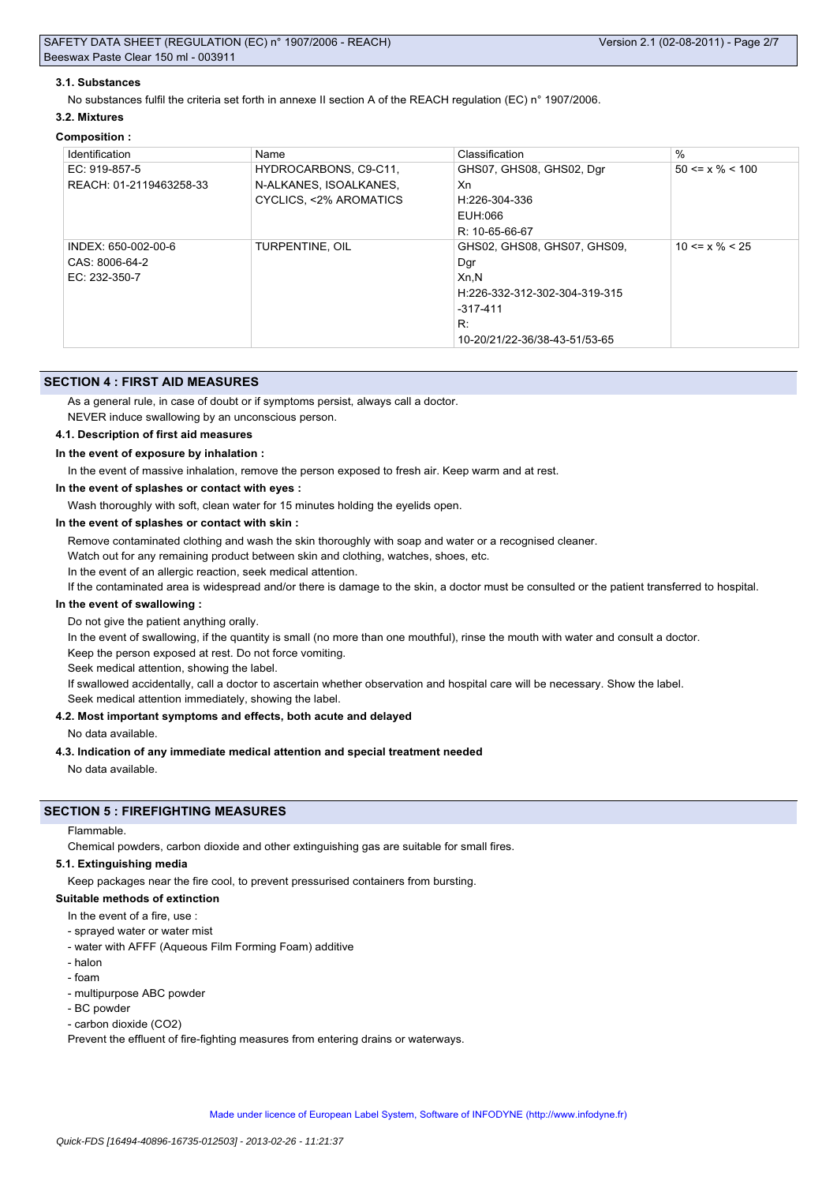### 3.1. Substances

No substances fulfil the criteria set forth in annexe II section A of the REACH regulation (EC) n° 1907/2006.

### 3.2. Mixtures

**Composition :**

| Identification | Name | Classification | % |
|---|---|---|---|
| EC: 919-857-5<br>REACH: 01-2119463258-33 | HYDROCARBONS, C9-C11, N-ALKANES, ISOALKANES, CYCLICS, <2% AROMATICS | GHS07, GHS08, GHS02, Dgr<br>Xn<br>H:226-304-336<br>EUH:066<br>R: 10-65-66-67 | 50 <= x % < 100 |
| INDEX: 650-002-00-6<br>CAS: 8006-64-2<br>EC: 232-350-7 | TURPENTINE, OIL | GHS02, GHS08, GHS07, GHS09, Dgr<br>Xn,N<br>H:226-332-312-302-304-319-315-317-411<br>R:<br>10-20/21/22-36/38-43-51/53-65 | 10 <= x % < 25 |

## SECTION 4 : FIRST AID MEASURES

As a general rule, in case of doubt or if symptoms persist, always call a doctor.

NEVER induce swallowing by an unconscious person.

### 4.1. Description of first aid measures

**In the event of exposure by inhalation :**

In the event of massive inhalation, remove the person exposed to fresh air. Keep warm and at rest.

**In the event of splashes or contact with eyes :**

Wash thoroughly with soft, clean water for 15 minutes holding the eyelids open.

**In the event of splashes or contact with skin :**

Remove contaminated clothing and wash the skin thoroughly with soap and water or a recognised cleaner.

Watch out for any remaining product between skin and clothing, watches, shoes, etc.

In the event of an allergic reaction, seek medical attention.

If the contaminated area is widespread and/or there is damage to the skin, a doctor must be consulted or the patient transferred to hospital.

**In the event of swallowing :**

Do not give the patient anything orally.

In the event of swallowing, if the quantity is small (no more than one mouthful), rinse the mouth with water and consult a doctor.

Keep the person exposed at rest. Do not force vomiting.

Seek medical attention, showing the label.

If swallowed accidentally, call a doctor to ascertain whether observation and hospital care will be necessary. Show the label.

Seek medical attention immediately, showing the label.

### 4.2. Most important symptoms and effects, both acute and delayed

No data available.

### 4.3. Indication of any immediate medical attention and special treatment needed

No data available.

## SECTION 5 : FIREFIGHTING MEASURES

Flammable.

Chemical powders, carbon dioxide and other extinguishing gas are suitable for small fires.

### 5.1. Extinguishing media

Keep packages near the fire cool, to prevent pressurised containers from bursting.

**Suitable methods of extinction**

In the event of a fire, use :

- sprayed water or water mist
- water with AFFF (Aqueous Film Forming Foam) additive
- halon
- foam
- multipurpose ABC powder
- BC powder
- carbon dioxide ($CO_2$)

Prevent the effluent of fire-fighting measures from entering drains or waterways.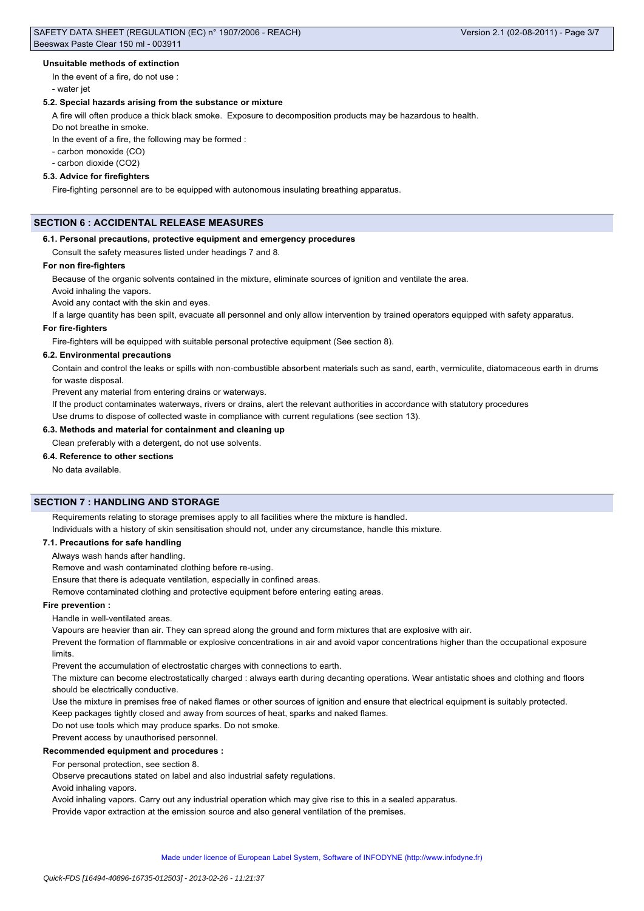#### Unsuitable methods of extinction

In the event of a fire, do not use :

- water jet

#### 5.2. Special hazards arising from the substance or mixture

A fire will often produce a thick black smoke.  Exposure to decomposition products may be hazardous to health.

Do not breathe in smoke.

In the event of a fire, the following may be formed :

- carbon monoxide (CO)
- carbon dioxide ($CO_2$)

#### 5.3. Advice for firefighters

Fire-fighting personnel are to be equipped with autonomous insulating breathing apparatus.

## SECTION 6 : ACCIDENTAL RELEASE MEASURES

#### 6.1. Personal precautions, protective equipment and emergency procedures

Consult the safety measures listed under headings 7 and 8.

#### For non fire-fighters

Because of the organic solvents contained in the mixture, eliminate sources of ignition and ventilate the area.

Avoid inhaling the vapors.

Avoid any contact with the skin and eyes.

If a large quantity has been spilt, evacuate all personnel and only allow intervention by trained operators equipped with safety apparatus.

#### For fire-fighters

Fire-fighters will be equipped with suitable personal protective equipment (See section 8).

#### 6.2. Environmental precautions

Contain and control the leaks or spills with non-combustible absorbent materials such as sand, earth, vermiculite, diatomaceous earth in drums for waste disposal.

Prevent any material from entering drains or waterways.

If the product contaminates waterways, rivers or drains, alert the relevant authorities in accordance with statutory procedures

Use drums to dispose of collected waste in compliance with current regulations (see section 13).

#### 6.3. Methods and material for containment and cleaning up

Clean preferably with a detergent, do not use solvents.

#### 6.4. Reference to other sections

No data available.

## SECTION 7 : HANDLING AND STORAGE

Requirements relating to storage premises apply to all facilities where the mixture is handled.

Individuals with a history of skin sensitisation should not, under any circumstance, handle this mixture.

#### 7.1. Precautions for safe handling

Always wash hands after handling.

Remove and wash contaminated clothing before re-using.

Ensure that there is adequate ventilation, especially in confined areas.

Remove contaminated clothing and protective equipment before entering eating areas.

#### Fire prevention :

Handle in well-ventilated areas.

Vapours are heavier than air. They can spread along the ground and form mixtures that are explosive with air.

Prevent the formation of flammable or explosive concentrations in air and avoid vapor concentrations higher than the occupational exposure limits.

Prevent the accumulation of electrostatic charges with connections to earth.

The mixture can become electrostatically charged : always earth during decanting operations. Wear antistatic shoes and clothing and floors should be electrically conductive.

Use the mixture in premises free of naked flames or other sources of ignition and ensure that electrical equipment is suitably protected.

Keep packages tightly closed and away from sources of heat, sparks and naked flames.

Do not use tools which may produce sparks. Do not smoke.

Prevent access by unauthorised personnel.

#### Recommended equipment and procedures :

For personal protection, see section 8.

Observe precautions stated on label and also industrial safety regulations.

Avoid inhaling vapors.

Avoid inhaling vapors. Carry out any industrial operation which may give rise to this in a sealed apparatus.

Provide vapor extraction at the emission source and also general ventilation of the premises.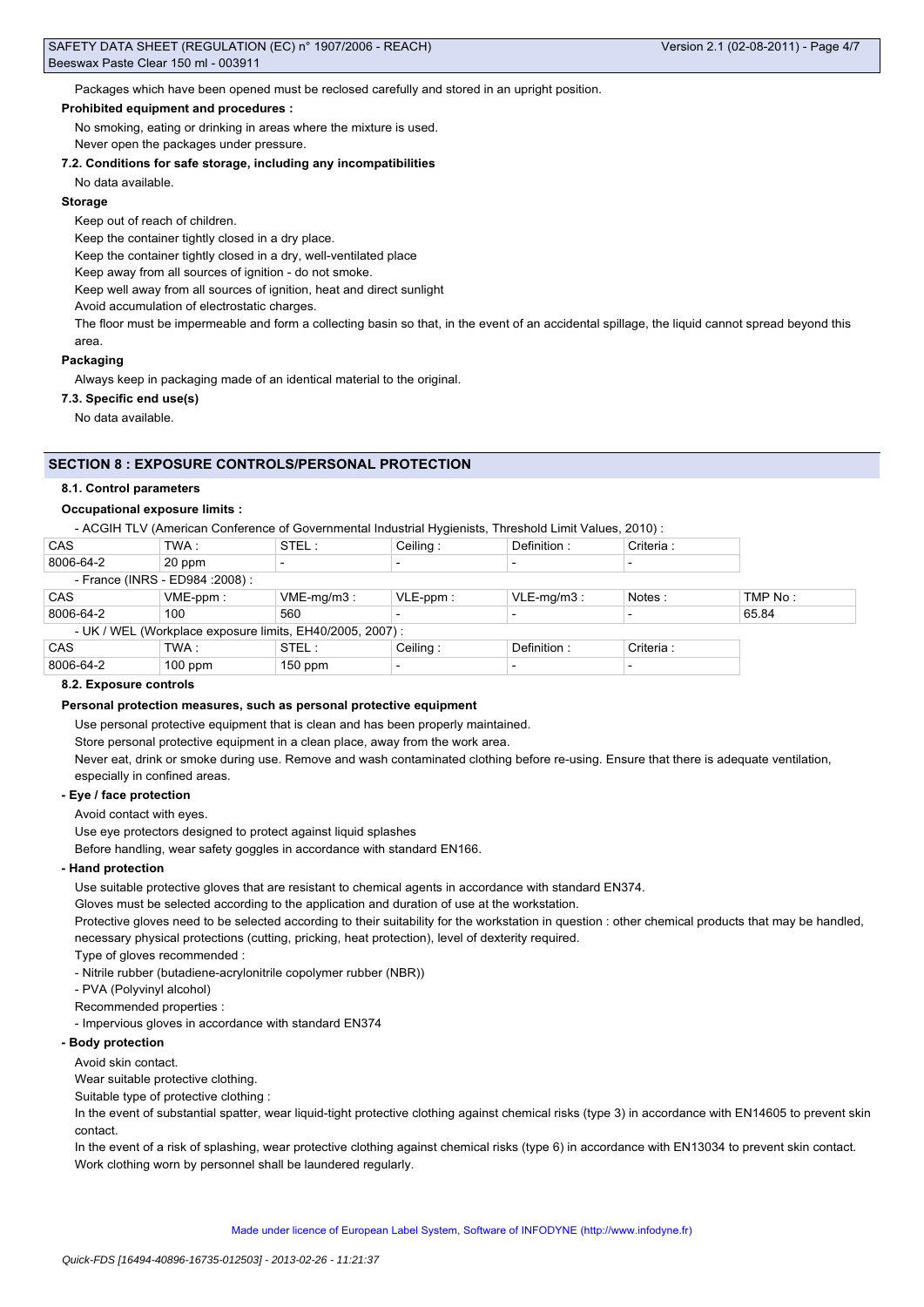Packages which have been opened must be reclosed carefully and stored in an upright position.

**Prohibited equipment and procedures :**

No smoking, eating or drinking in areas where the mixture is used.

Never open the packages under pressure.

**7.2. Conditions for safe storage, including any incompatibilities**

No data available.

**Storage**

Keep out of reach of children.

Keep the container tightly closed in a dry place.

Keep the container tightly closed in a dry, well-ventilated place

Keep away from all sources of ignition - do not smoke.

Keep well away from all sources of ignition, heat and direct sunlight

Avoid accumulation of electrostatic charges.

The floor must be impermeable and form a collecting basin so that, in the event of an accidental spillage, the liquid cannot spread beyond this area.

**Packaging**

Always keep in packaging made of an identical material to the original.

**7.3. Specific end use(s)**

No data available.

## SECTION 8 : EXPOSURE CONTROLS/PERSONAL PROTECTION

**8.1. Control parameters**

**Occupational exposure limits :**

- ACGIH TLV (American Conference of Governmental Industrial Hygienists, Threshold Limit Values, 2010) :

| CAS | TWA : | STEL : | Ceiling : | Definition : | Criteria : |
|---|---|---|---|---|---|
| 8006-64-2 | 20 ppm | - | - | - | - |

- France (INRS - ED984 :2008) :

| CAS | VME-ppm : | VME-mg/m3 : | VLE-ppm : | VLE-mg/m3 : | Notes : | TMP No : |
|---|---|---|---|---|---|---|
| 8006-64-2 | 100 | 560 | - | - | - | 65.84 |

- UK / WEL (Workplace exposure limits, EH40/2005, 2007) :

| CAS | TWA : | STEL : | Ceiling : | Definition : | Criteria : |
|---|---|---|---|---|---|
| 8006-64-2 | 100 ppm | 150 ppm | - | - | - |

**8.2. Exposure controls**

**Personal protection measures, such as personal protective equipment**

Use personal protective equipment that is clean and has been properly maintained.

Store personal protective equipment in a clean place, away from the work area.

Never eat, drink or smoke during use. Remove and wash contaminated clothing before re-using. Ensure that there is adequate ventilation, especially in confined areas.

**- Eye / face protection**

Avoid contact with eyes.

Use eye protectors designed to protect against liquid splashes

Before handling, wear safety goggles in accordance with standard EN166.

**- Hand protection**

Use suitable protective gloves that are resistant to chemical agents in accordance with standard EN374.

Gloves must be selected according to the application and duration of use at the workstation.

Protective gloves need to be selected according to their suitability for the workstation in question : other chemical products that may be handled, necessary physical protections (cutting, pricking, heat protection), level of dexterity required.

Type of gloves recommended :

- Nitrile rubber (butadiene-acrylonitrile copolymer rubber (NBR))
- PVA (Polyvinyl alcohol)

Recommended properties :

- Impervious gloves in accordance with standard EN374

**- Body protection**

Avoid skin contact.

Wear suitable protective clothing.

Suitable type of protective clothing :

In the event of substantial spatter, wear liquid-tight protective clothing against chemical risks (type 3) in accordance with EN14605 to prevent skin contact.

In the event of a risk of splashing, wear protective clothing against chemical risks (type 6) in accordance with EN13034 to prevent skin contact.

Work clothing worn by personnel shall be laundered regularly.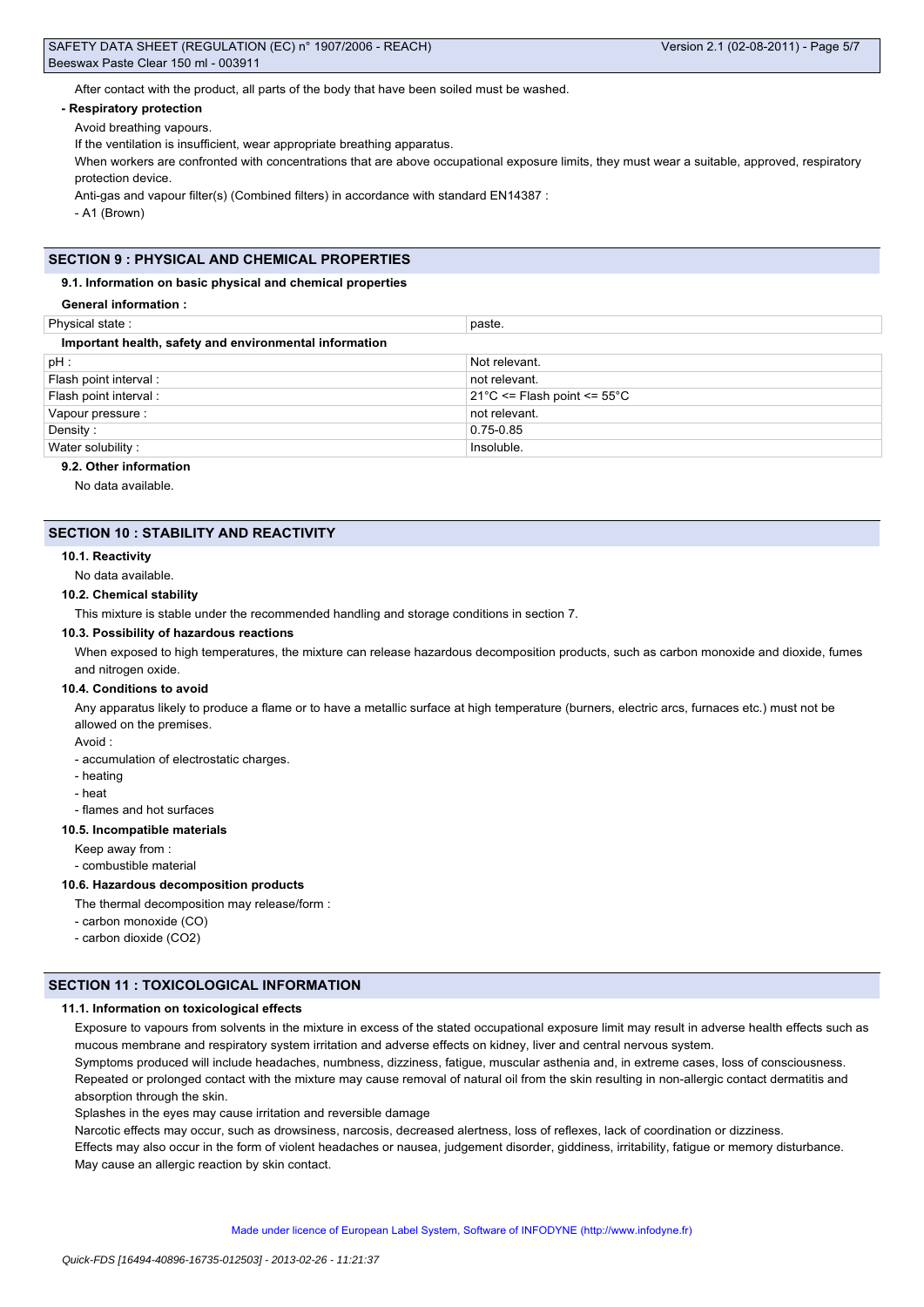After contact with the product, all parts of the body that have been soiled must be washed.

**- Respiratory protection**

Avoid breathing vapours.

If the ventilation is insufficient, wear appropriate breathing apparatus.

When workers are confronted with concentrations that are above occupational exposure limits, they must wear a suitable, approved, respiratory protection device.

Anti-gas and vapour filter(s) (Combined filters) in accordance with standard EN14387 :

- A1 (Brown)

## SECTION 9 : PHYSICAL AND CHEMICAL PROPERTIES

### 9.1. Information on basic physical and chemical properties

**General information :**

| Physical state : | paste. |
|---|---|

**Important health, safety and environmental information**

| pH : | Not relevant. |
|---|---|
| Flash point interval : | not relevant. |
| Flash point interval : | 21°C <= Flash point <= 55°C |
| Vapour pressure : | not relevant. |
| Density : | 0.75-0.85 |
| Water solubility : | Insoluble. |

### 9.2. Other information

No data available.

## SECTION 10 : STABILITY AND REACTIVITY

### 10.1. Reactivity

No data available.

### 10.2. Chemical stability

This mixture is stable under the recommended handling and storage conditions in section 7.

### 10.3. Possibility of hazardous reactions

When exposed to high temperatures, the mixture can release hazardous decomposition products, such as carbon monoxide and dioxide, fumes and nitrogen oxide.

### 10.4. Conditions to avoid

Any apparatus likely to produce a flame or to have a metallic surface at high temperature (burners, electric arcs, furnaces etc.) must not be allowed on the premises.

Avoid :

- accumulation of electrostatic charges.
- heating
- heat
- flames and hot surfaces

### 10.5. Incompatible materials

Keep away from :

- combustible material

### 10.6. Hazardous decomposition products

The thermal decomposition may release/form :

- carbon monoxide (CO)
- carbon dioxide ($CO_2$)

## SECTION 11 : TOXICOLOGICAL INFORMATION

### 11.1. Information on toxicological effects

Exposure to vapours from solvents in the mixture in excess of the stated occupational exposure limit may result in adverse health effects such as mucous membrane and respiratory system irritation and adverse effects on kidney, liver and central nervous system.

Symptoms produced will include headaches, numbness, dizziness, fatigue, muscular asthenia and, in extreme cases, loss of consciousness.

Repeated or prolonged contact with the mixture may cause removal of natural oil from the skin resulting in non-allergic contact dermatitis and absorption through the skin.

Splashes in the eyes may cause irritation and reversible damage

Narcotic effects may occur, such as drowsiness, narcosis, decreased alertness, loss of reflexes, lack of coordination or dizziness.

Effects may also occur in the form of violent headaches or nausea, judgement disorder, giddiness, irritability, fatigue or memory disturbance.

May cause an allergic reaction by skin contact.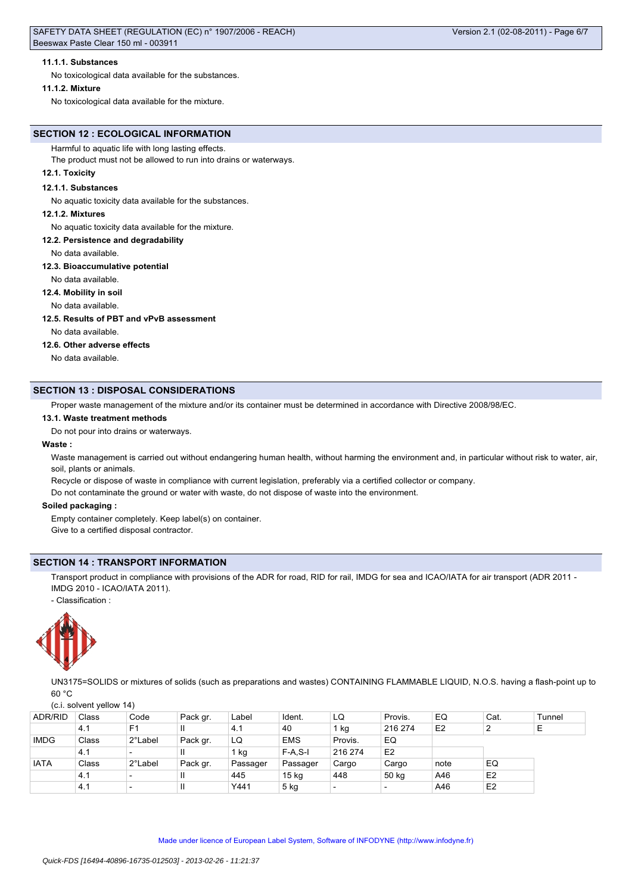#### 11.1.1. Substances

No toxicological data available for the substances.

#### 11.1.2. Mixture

No toxicological data available for the mixture.

## SECTION 12 : ECOLOGICAL INFORMATION

Harmful to aquatic life with long lasting effects.

The product must not be allowed to run into drains or waterways.

### 12.1. Toxicity

#### 12.1.1. Substances

No aquatic toxicity data available for the substances.

#### 12.1.2. Mixtures

No aquatic toxicity data available for the mixture.

### 12.2. Persistence and degradability

No data available.

### 12.3. Bioaccumulative potential

No data available.

### 12.4. Mobility in soil

No data available.

### 12.5. Results of PBT and vPvB assessment

No data available.

### 12.6. Other adverse effects

No data available.

## SECTION 13 : DISPOSAL CONSIDERATIONS

Proper waste management of the mixture and/or its container must be determined in accordance with Directive 2008/98/EC.

### 13.1. Waste treatment methods

Do not pour into drains or waterways.

**Waste :**

Waste management is carried out without endangering human health, without harming the environment and, in particular without risk to water, air, soil, plants or animals.

Recycle or dispose of waste in compliance with current legislation, preferably via a certified collector or company.

Do not contaminate the ground or water with waste, do not dispose of waste into the environment.

**Soiled packaging :**

Empty container completely. Keep label(s) on container.

Give to a certified disposal contractor.

## SECTION 14 : TRANSPORT INFORMATION

Transport product in compliance with provisions of the ADR for road, RID for rail, IMDG for sea and ICAO/IATA for air transport (ADR 2011 - IMDG 2010 - ICAO/IATA 2011).

- Classification :

UN3175=SOLIDS or mixtures of solids (such as preparations and wastes) CONTAINING FLAMMABLE LIQUID, N.O.S. having a flash-point up to 60 °C

(c.i. solvent yellow 14)

| ADR/RID | Class | Code | Pack gr. | Label | Ident. | LQ | Provis. | EQ | Cat. | Tunnel |
|---|---|---|---|---|---|---|---|---|---|---|
| | 4.1 | F1 | II | 4.1 | 40 | 1 kg | 216 274 | E2 | 2 | E |
| IMDG | Class | 2°Label | Pack gr. | LQ | EMS | Provis. | EQ | | | |
| | 4.1 | - | II | 1 kg | F-A,S-I | 216 274 | E2 | | | |
| IATA | Class | 2°Label | Pack gr. | Passager | Passager | Cargo | Cargo | note | EQ | |
| | 4.1 | - | II | 445 | 15 kg | 448 | 50 kg | A46 | E2 | |
| | 4.1 | - | II | Y441 | 5 kg | - | - | A46 | E2 | |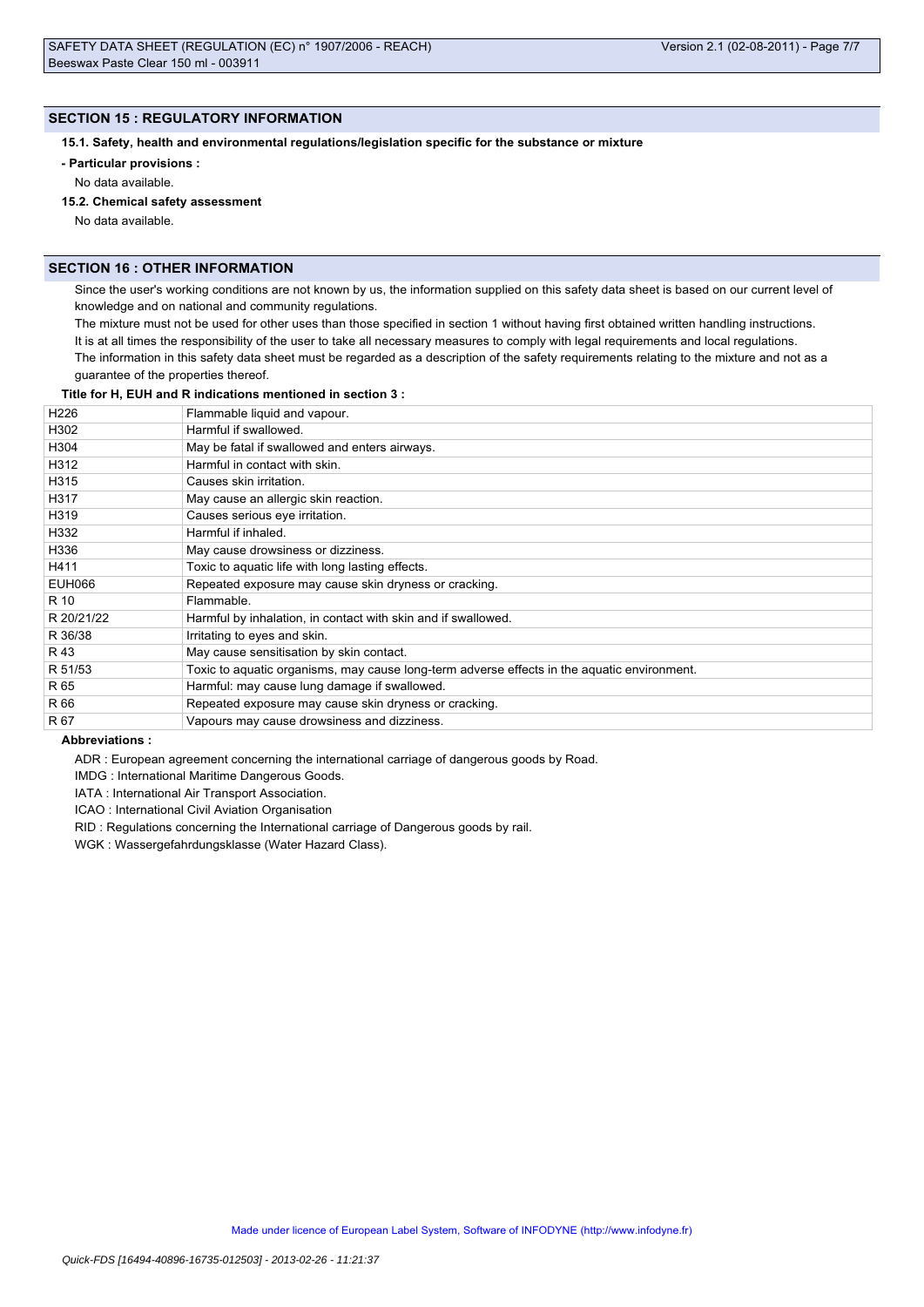## SECTION 15 : REGULATORY INFORMATION

**15.1. Safety, health and environmental regulations/legislation specific for the substance or mixture**

**- Particular provisions :**

No data available.

**15.2. Chemical safety assessment**

No data available.

## SECTION 16 : OTHER INFORMATION

Since the user's working conditions are not known by us, the information supplied on this safety data sheet is based on our current level of knowledge and on national and community regulations.

The mixture must not be used for other uses than those specified in section 1 without having first obtained written handling instructions.

It is at all times the responsibility of the user to take all necessary measures to comply with legal requirements and local regulations.

The information in this safety data sheet must be regarded as a description of the safety requirements relating to the mixture and not as a guarantee of the properties thereof.

**Title for H, EUH and R indications mentioned in section 3 :**

| | |
|---|---|
| H226 | Flammable liquid and vapour. |
| H302 | Harmful if swallowed. |
| H304 | May be fatal if swallowed and enters airways. |
| H312 | Harmful in contact with skin. |
| H315 | Causes skin irritation. |
| H317 | May cause an allergic skin reaction. |
| H319 | Causes serious eye irritation. |
| H332 | Harmful if inhaled. |
| H336 | May cause drowsiness or dizziness. |
| H411 | Toxic to aquatic life with long lasting effects. |
| EUH066 | Repeated exposure may cause skin dryness or cracking. |
| R 10 | Flammable. |
| R 20/21/22 | Harmful by inhalation, in contact with skin and if swallowed. |
| R 36/38 | Irritating to eyes and skin. |
| R 43 | May cause sensitisation by skin contact. |
| R 51/53 | Toxic to aquatic organisms, may cause long-term adverse effects in the aquatic environment. |
| R 65 | Harmful: may cause lung damage if swallowed. |
| R 66 | Repeated exposure may cause skin dryness or cracking. |
| R 67 | Vapours may cause drowsiness and dizziness. |

**Abbreviations :**

ADR : European agreement concerning the international carriage of dangerous goods by Road.

IMDG : International Maritime Dangerous Goods.

IATA : International Air Transport Association.

ICAO : International Civil Aviation Organisation

RID : Regulations concerning the International carriage of Dangerous goods by rail.

WGK : Wassergefahrdungsklasse (Water Hazard Class).